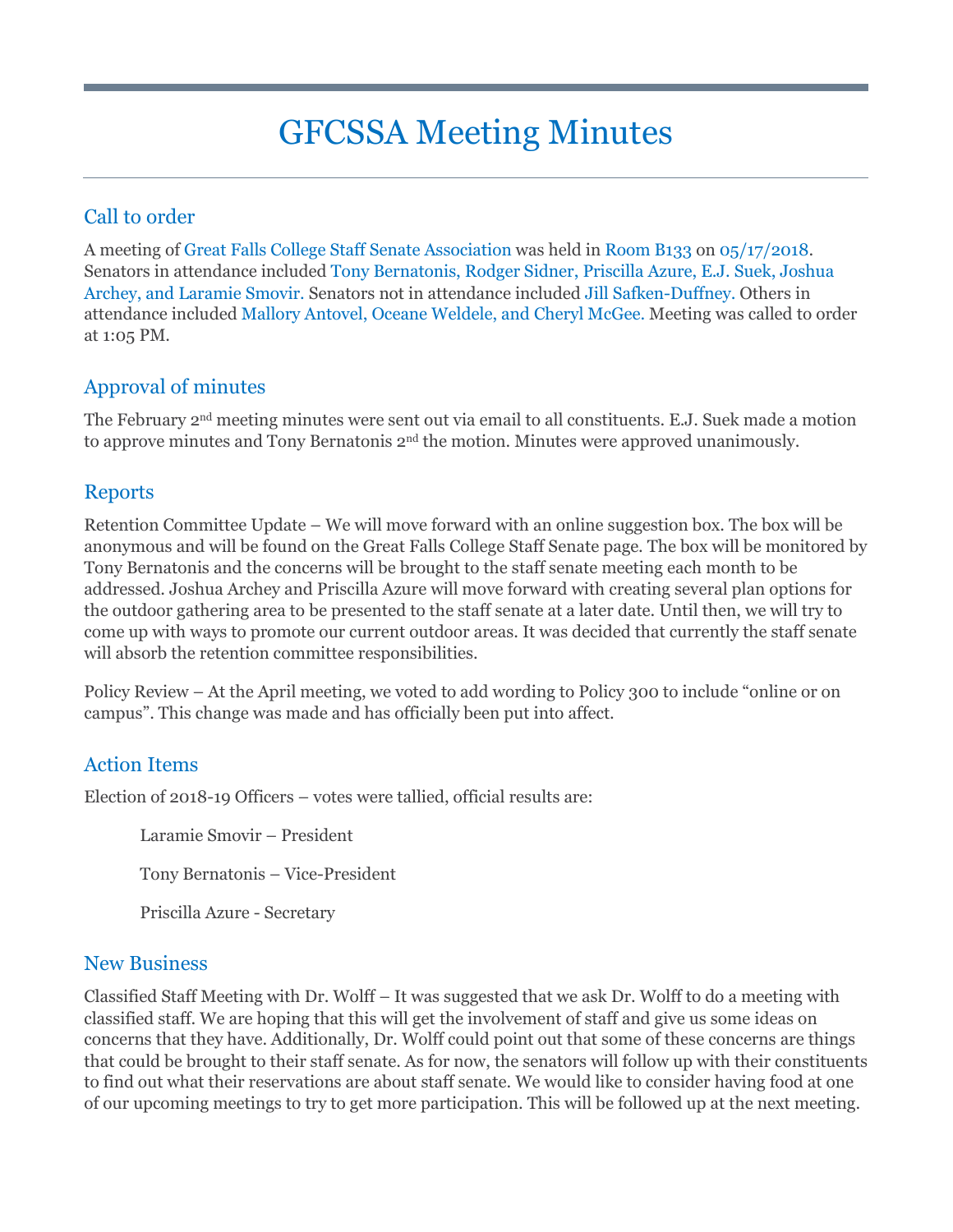# GFCSSA Meeting Minutes

## Call to order

A meeting of Great Falls College Staff Senate Association was held in Room B133 on 05/17/2018. Senators in attendance included Tony Bernatonis, Rodger Sidner, Priscilla Azure, E.J. Suek, Joshua Archey, and Laramie Smovir. Senators not in attendance included Jill Safken-Duffney. Others in attendance included Mallory Antovel, Oceane Weldele, and Cheryl McGee. Meeting was called to order at 1:05 PM.

## Approval of minutes

The February 2nd meeting minutes were sent out via email to all constituents. E.J. Suek made a motion to approve minutes and Tony Bernatonis 2nd the motion. Minutes were approved unanimously.

## Reports

Retention Committee Update – We will move forward with an online suggestion box. The box will be anonymous and will be found on the Great Falls College Staff Senate page. The box will be monitored by Tony Bernatonis and the concerns will be brought to the staff senate meeting each month to be addressed. Joshua Archey and Priscilla Azure will move forward with creating several plan options for the outdoor gathering area to be presented to the staff senate at a later date. Until then, we will try to come up with ways to promote our current outdoor areas. It was decided that currently the staff senate will absorb the retention committee responsibilities.

Policy Review – At the April meeting, we voted to add wording to Policy 300 to include "online or on campus". This change was made and has officially been put into affect.

## Action Items

Election of 2018-19 Officers – votes were tallied, official results are:

Laramie Smovir – President

Tony Bernatonis – Vice-President

Priscilla Azure - Secretary

## New Business

Classified Staff Meeting with Dr. Wolff – It was suggested that we ask Dr. Wolff to do a meeting with classified staff. We are hoping that this will get the involvement of staff and give us some ideas on concerns that they have. Additionally, Dr. Wolff could point out that some of these concerns are things that could be brought to their staff senate. As for now, the senators will follow up with their constituents to find out what their reservations are about staff senate. We would like to consider having food at one of our upcoming meetings to try to get more participation. This will be followed up at the next meeting.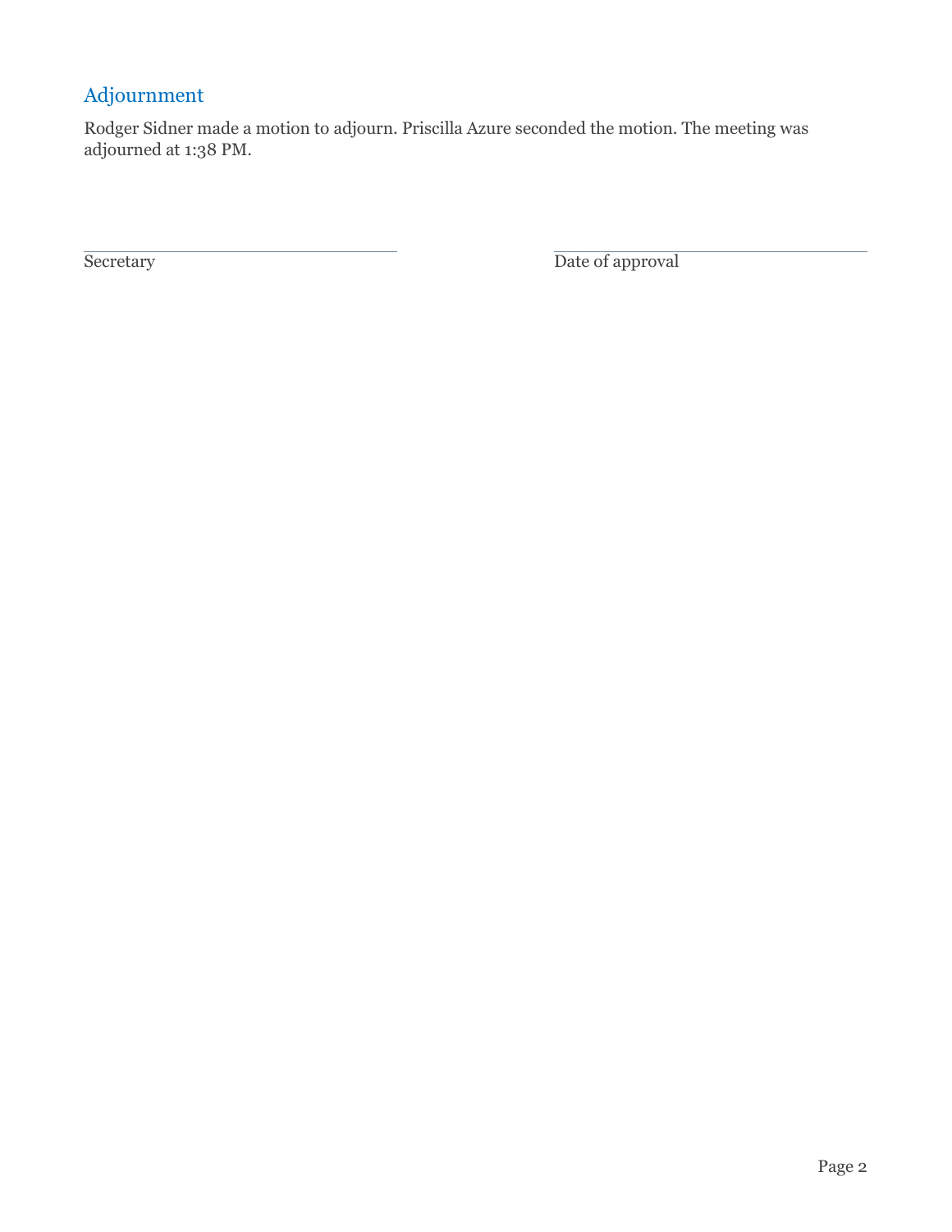## Adjournment

Rodger Sidner made a motion to adjourn. Priscilla Azure seconded the motion. The meeting was adjourned at 1:38 PM.

| | |
|---|---|
| Secretary | Date of approval |